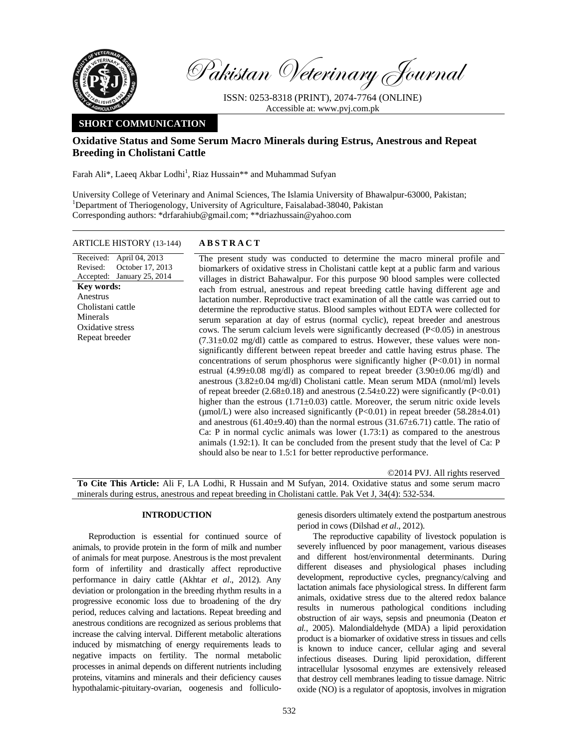# Pakistan Veterinary Journal

ISSN: 0253-8318 (PRINT), 2074-7764 (ONLINE)
Accessible at: www.pvj.com.pk

**SHORT COMMUNICATION**

## Oxidative Status and Some Serum Macro Minerals during Estrus, Anestrous and Repeat Breeding in Cholistani Cattle

Farah Ali*, Laeeq Akbar Lodhi[1], Riaz Hussain** and Muhammad Sufyan

University College of Veterinary and Animal Sciences, The Islamia University of Bhawalpur-63000, Pakistan;
[1]Department of Theriogenology, University of Agriculture, Faisalabad-38040, Pakistan
Corresponding authors: *drfarahiub@gmail.com; **driazhussain@yahoo.com

**ARTICLE HISTORY** (13-144)

Received: April 04, 2013
Revised: October 17, 2013
Accepted: January 25, 2014

**Key words:**
Anestrus
Cholistani cattle
Minerals
Oxidative stress
Repeat breeder

**ABSTRACT**

The present study was conducted to determine the macro mineral profile and biomarkers of oxidative stress in Cholistani cattle kept at a public farm and various villages in district Bahawalpur. For this purpose 90 blood samples were collected each from estrual, anestrous and repeat breeding cattle having different age and lactation number. Reproductive tract examination of all the cattle was carried out to determine the reproductive status. Blood samples without EDTA were collected for serum separation at day of estrus (normal cyclic), repeat breeder and anestrous cows. The serum calcium levels were significantly decreased ($P<0.05$) in anestrous ($7.31\pm0.02$ mg/dl) cattle as compared to estrus. However, these values were non-significantly different between repeat breeder and cattle having estrus phase. The concentrations of serum phosphorus were significantly higher ($P<0.01$) in normal estrual ($4.99\pm0.08$ mg/dl) as compared to repeat breeder ($3.90\pm0.06$ mg/dl) and anestrous ($3.82\pm0.04$ mg/dl) Cholistani cattle. Mean serum MDA (nmol/ml) levels of repeat breeder ($2.68\pm0.18$) and anestrous ($2.54\pm0.22$) were significantly ($P<0.01$) higher than the estrous ($1.71\pm0.03$) cattle. Moreover, the serum nitric oxide levels (µmol/L) were also increased significantly ($P<0.01$) in repeat breeder ($58.28\pm4.01$) and anestrous ($61.40\pm9.40$) than the normal estrous ($31.67\pm6.71$) cattle. The ratio of Ca: P in normal cyclic animals was lower (1.73:1) as compared to the anestrous animals (1.92:1). It can be concluded from the present study that the level of Ca: P should also be near to 1.5:1 for better reproductive performance.

©2014 PVJ. All rights reserved

**To Cite This Article:** Ali F, LA Lodhi, R Hussain and M Sufyan, 2014. Oxidative status and some serum macro minerals during estrus, anestrous and repeat breeding in Cholistani cattle. Pak Vet J, 34(4): 532-534.

## INTRODUCTION

Reproduction is essential for continued source of animals, to provide protein in the form of milk and number of animals for meat purpose. Anestrous is the most prevalent form of infertility and drastically affect reproductive performance in dairy cattle (Akhtar *et al*., 2012). Any deviation or prolongation in the breeding rhythm results in a progressive economic loss due to broadening of the dry period, reduces calving and lactations. Repeat breeding and anestrous conditions are recognized as serious problems that increase the calving interval. Different metabolic alterations induced by mismatching of energy requirements leads to negative impacts on fertility. The normal metabolic processes in animal depends on different nutrients including proteins, vitamins and minerals and their deficiency causes hypothalamic-pituitary-ovarian, oogenesis and folliculogenesis disorders ultimately extend the postpartum anestrous period in cows (Dilshad *et al*., 2012).

The reproductive capability of livestock population is severely influenced by poor management, various diseases and different host/environmental determinants. During different diseases and physiological phases including development, reproductive cycles, pregnancy/calving and lactation animals face physiological stress. In different farm animals, oxidative stress due to the altered redox balance results in numerous pathological conditions including obstruction of air ways, sepsis and pneumonia (Deaton *et al.*, 2005). Malondialdehyde (MDA) a lipid peroxidation product is a biomarker of oxidative stress in tissues and cells is known to induce cancer, cellular aging and several infectious diseases. During lipid peroxidation, different intracellular lysosomal enzymes are extensively released that destroy cell membranes leading to tissue damage. Nitric oxide (NO) is a regulator of apoptosis, involves in migration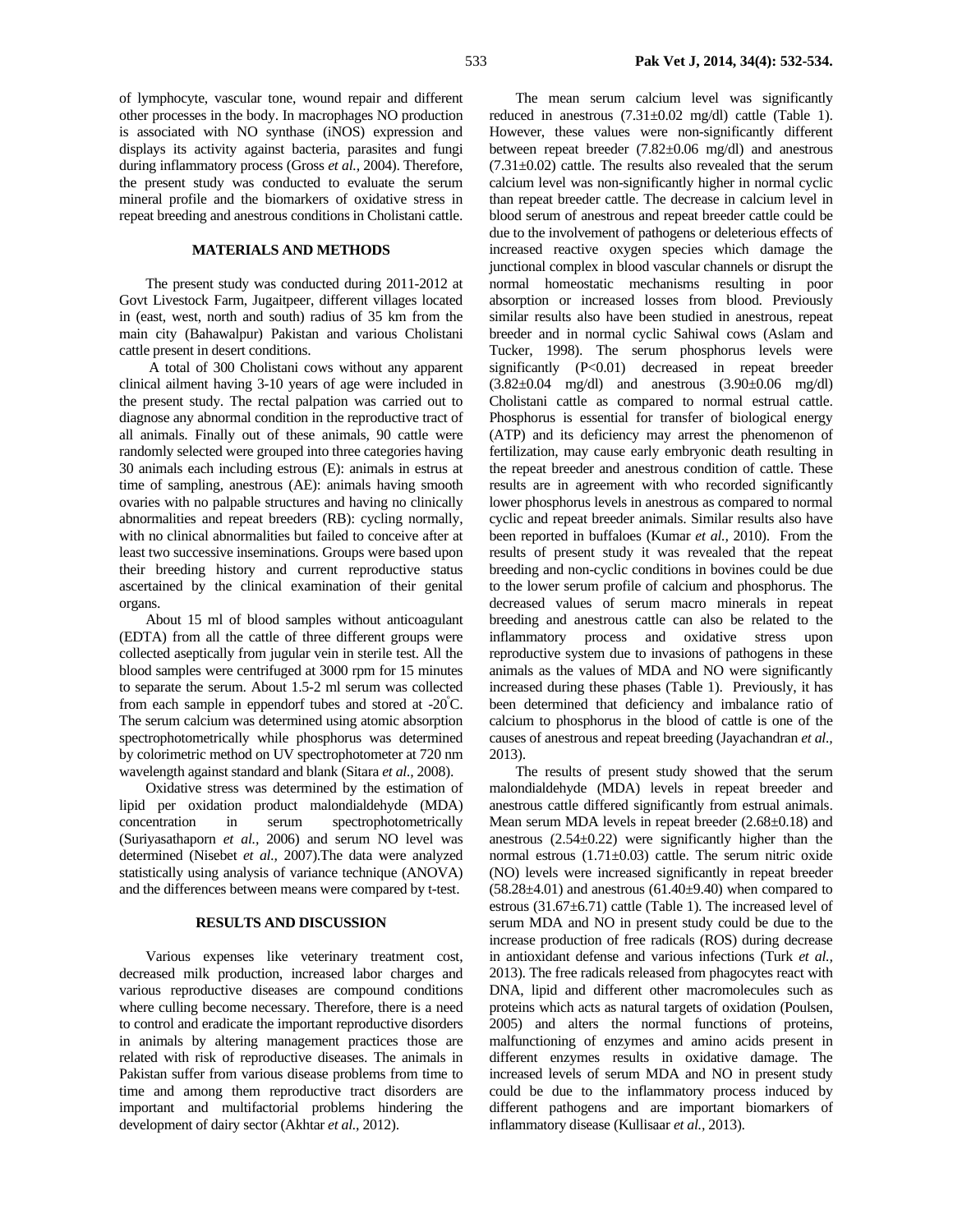of lymphocyte, vascular tone, wound repair and different other processes in the body. In macrophages NO production is associated with NO synthase (iNOS) expression and displays its activity against bacteria, parasites and fungi during inflammatory process (Gross *et al.,* 2004). Therefore, the present study was conducted to evaluate the serum mineral profile and the biomarkers of oxidative stress in repeat breeding and anestrous conditions in Cholistani cattle.

## MATERIALS AND METHODS

The present study was conducted during 2011-2012 at Govt Livestock Farm, Jugaitpeer, different villages located in (east, west, north and south) radius of 35 km from the main city (Bahawalpur) Pakistan and various Cholistani cattle present in desert conditions.

A total of 300 Cholistani cows without any apparent clinical ailment having 3-10 years of age were included in the present study. The rectal palpation was carried out to diagnose any abnormal condition in the reproductive tract of all animals. Finally out of these animals, 90 cattle were randomly selected were grouped into three categories having 30 animals each including estrous (E): animals in estrus at time of sampling, anestrous (AE): animals having smooth ovaries with no palpable structures and having no clinically abnormalities and repeat breeders (RB): cycling normally, with no clinical abnormalities but failed to conceive after at least two successive inseminations. Groups were based upon their breeding history and current reproductive status ascertained by the clinical examination of their genital organs.

About 15 ml of blood samples without anticoagulant (EDTA) from all the cattle of three different groups were collected aseptically from jugular vein in sterile test. All the blood samples were centrifuged at 3000 rpm for 15 minutes to separate the serum. About 1.5-2 ml serum was collected from each sample in eppendorf tubes and stored at -20°C. The serum calcium was determined using atomic absorption spectrophotometrically while phosphorus was determined by colorimetric method on UV spectrophotometer at 720 nm wavelength against standard and blank (Sitara *et al.,* 2008).

Oxidative stress was determined by the estimation of lipid per oxidation product malondialdehyde (MDA) concentration in serum spectrophotometrically (Suriyasathaporn *et al.,* 2006) and serum NO level was determined (Nisebet *et al.,* 2007).The data were analyzed statistically using analysis of variance technique (ANOVA) and the differences between means were compared by t-test.

## RESULTS AND DISCUSSION

Various expenses like veterinary treatment cost, decreased milk production, increased labor charges and various reproductive diseases are compound conditions where culling become necessary. Therefore, there is a need to control and eradicate the important reproductive disorders in animals by altering management practices those are related with risk of reproductive diseases. The animals in Pakistan suffer from various disease problems from time to time and among them reproductive tract disorders are important and multifactorial problems hindering the development of dairy sector (Akhtar *et al.,* 2012).

The mean serum calcium level was significantly reduced in anestrous (7.31±0.02 mg/dl) cattle (Table 1). However, these values were non-significantly different between repeat breeder (7.82±0.06 mg/dl) and anestrous (7.31±0.02) cattle. The results also revealed that the serum calcium level was non-significantly higher in normal cyclic than repeat breeder cattle. The decrease in calcium level in blood serum of anestrous and repeat breeder cattle could be due to the involvement of pathogens or deleterious effects of increased reactive oxygen species which damage the junctional complex in blood vascular channels or disrupt the normal homeostatic mechanisms resulting in poor absorption or increased losses from blood. Previously similar results also have been studied in anestrous, repeat breeder and in normal cyclic Sahiwal cows (Aslam and Tucker, 1998). The serum phosphorus levels were significantly ($P<0.01$) decreased in repeat breeder (3.82±0.04 mg/dl) and anestrous (3.90±0.06 mg/dl) Cholistani cattle as compared to normal estrual cattle. Phosphorus is essential for transfer of biological energy (ATP) and its deficiency may arrest the phenomenon of fertilization, may cause early embryonic death resulting in the repeat breeder and anestrous condition of cattle. These results are in agreement with who recorded significantly lower phosphorus levels in anestrous as compared to normal cyclic and repeat breeder animals. Similar results also have been reported in buffaloes (Kumar *et al.,* 2010). From the results of present study it was revealed that the repeat breeding and non-cyclic conditions in bovines could be due to the lower serum profile of calcium and phosphorus. The decreased values of serum macro minerals in repeat breeding and anestrous cattle can also be related to the inflammatory process and oxidative stress upon reproductive system due to invasions of pathogens in these animals as the values of MDA and NO were significantly increased during these phases (Table 1). Previously, it has been determined that deficiency and imbalance ratio of calcium to phosphorus in the blood of cattle is one of the causes of anestrous and repeat breeding (Jayachandran *et al.,* 2013).

The results of present study showed that the serum malondialdehyde (MDA) levels in repeat breeder and anestrous cattle differed significantly from estrual animals. Mean serum MDA levels in repeat breeder (2.68±0.18) and anestrous (2.54±0.22) were significantly higher than the normal estrous (1.71±0.03) cattle. The serum nitric oxide (NO) levels were increased significantly in repeat breeder (58.28±4.01) and anestrous (61.40±9.40) when compared to estrous (31.67±6.71) cattle (Table 1). The increased level of serum MDA and NO in present study could be due to the increase production of free radicals (ROS) during decrease in antioxidant defense and various infections (Turk *et al.,* 2013). The free radicals released from phagocytes react with DNA, lipid and different other macromolecules such as proteins which acts as natural targets of oxidation (Poulsen, 2005) and alters the normal functions of proteins, malfunctioning of enzymes and amino acids present in different enzymes results in oxidative damage. The increased levels of serum MDA and NO in present study could be due to the inflammatory process induced by different pathogens and are important biomarkers of inflammatory disease (Kullisaar *et al.,* 2013).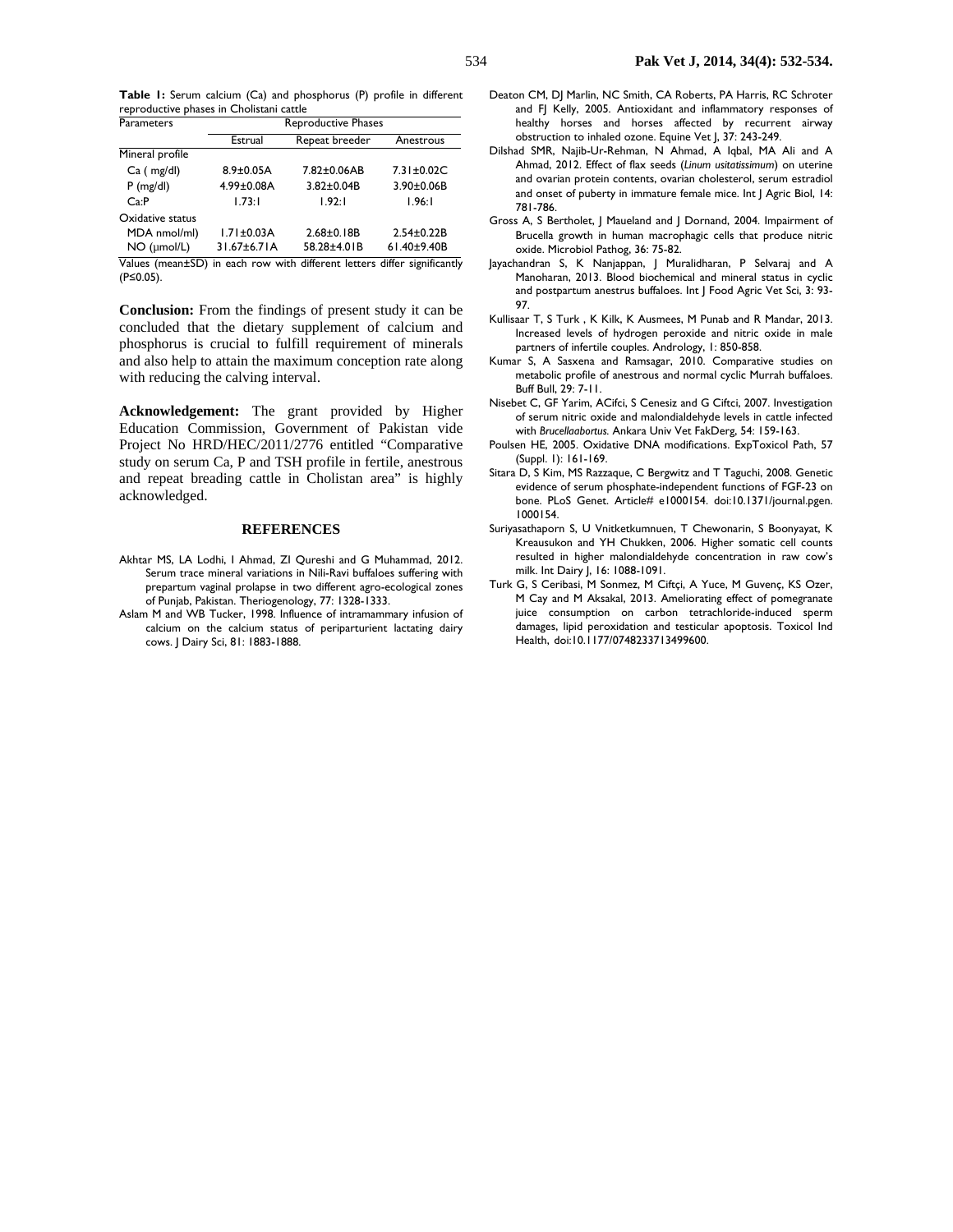**Table 1:** Serum calcium (Ca) and phosphorus (P) profile in different reproductive phases in Cholistani cattle

| Parameters | Reproductive Phases | | |
|---|---|---|---|
| | Estrual | Repeat breeder | Anestrous |
| Mineral profile | | | |
| Ca ( mg/dl) | 8.9±0.05A | 7.82±0.06AB | 7.31±0.02C |
| P (mg/dl) | 4.99±0.08A | 3.82±0.04B | 3.90±0.06B |
| Ca:P | 1.73:1 | 1.92:1 | 1.96:1 |
| Oxidative status | | | |
| MDA nmol/ml) | 1.71±0.03A | 2.68±0.18B | 2.54±0.22B |
| NO (μmol/L) | 31.67±6.71A | 58.28±4.01B | 61.40±9.40B |

Values (mean±SD) in each row with different letters differ significantly (P≤0.05).

**Conclusion:** From the findings of present study it can be concluded that the dietary supplement of calcium and phosphorus is crucial to fulfill requirement of minerals and also help to attain the maximum conception rate along with reducing the calving interval.

**Acknowledgement:** The grant provided by Higher Education Commission, Government of Pakistan vide Project No HRD/HEC/2011/2776 entitled "Comparative study on serum Ca, P and TSH profile in fertile, anestrous and repeat breading cattle in Cholistan area" is highly acknowledged.

## REFERENCES

Akhtar MS, LA Lodhi, I Ahmad, ZI Qureshi and G Muhammad, 2012. Serum trace mineral variations in Nili-Ravi buffaloes suffering with prepartum vaginal prolapse in two different agro-ecological zones of Punjab, Pakistan. Theriogenology, 77: 1328-1333.

Aslam M and WB Tucker, 1998. Influence of intramammary infusion of calcium on the calcium status of periparturient lactating dairy cows. J Dairy Sci, 81: 1883-1888.

Deaton CM, DJ Marlin, NC Smith, CA Roberts, PA Harris, RC Schroter and FJ Kelly, 2005. Antioxidant and inflammatory responses of healthy horses and horses affected by recurrent airway obstruction to inhaled ozone. Equine Vet J, 37: 243-249.

Dilshad SMR, Najib-Ur-Rehman, N Ahmad, A Iqbal, MA Ali and A Ahmad, 2012. Effect of flax seeds (*Linum usitatissimum*) on uterine and ovarian protein contents, ovarian cholesterol, serum estradiol and onset of puberty in immature female mice. Int J Agric Biol, 14: 781-786.

Gross A, S Bertholet, J Maueland and J Dornand, 2004. Impairment of Brucella growth in human macrophagic cells that produce nitric oxide. Microbiol Pathog, 36: 75-82.

Jayachandran S, K Nanjappan, J Muralidharan, P Selvaraj and A Manoharan, 2013. Blood biochemical and mineral status in cyclic and postpartum anestrus buffaloes. Int J Food Agric Vet Sci, 3: 93-97.

Kullisaar T, S Turk , K Kilk, K Ausmees, M Punab and R Mandar, 2013. Increased levels of hydrogen peroxide and nitric oxide in male partners of infertile couples. Andrology, 1: 850-858.

Kumar S, A Sasxena and Ramsagar, 2010. Comparative studies on metabolic profile of anestrous and normal cyclic Murrah buffaloes. Buff Bull, 29: 7-11.

Nisebet C, GF Yarim, ACifci, S Cenesiz and G Ciftci, 2007. Investigation of serum nitric oxide and malondialdehyde levels in cattle infected with *Brucellaabortus.* Ankara Univ Vet FakDerg, 54: 159-163.

Poulsen HE, 2005. Oxidative DNA modifications. ExpToxicol Path, 57 (Suppl. 1): 161-169.

Sitara D, S Kim, MS Razzaque, C Bergwitz and T Taguchi, 2008. Genetic evidence of serum phosphate-independent functions of FGF-23 on bone. PLoS Genet. Article# e1000154. doi:10.1371/journal.pgen. 1000154.

Suriyasathaporn S, U Vnitketkumnuen, T Chewonarin, S Boonyayat, K Kreausukon and YH Chukken, 2006. Higher somatic cell counts resulted in higher malondialdehyde concentration in raw cow's milk. Int Dairy J, 16: 1088-1091.

Turk G, S Ceribasi, M Sonmez, M Ciftçi, A Yuce, M Guvenç, KS Ozer, M Cay and M Aksakal, 2013. Ameliorating effect of pomegranate juice consumption on carbon tetrachloride-induced sperm damages, lipid peroxidation and testicular apoptosis. Toxicol Ind Health, doi:10.1177/0748233713499600.